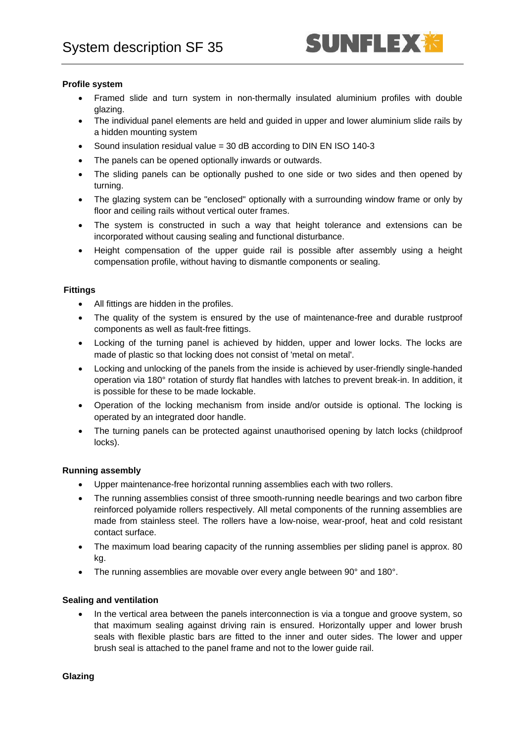# System description SF 35

**Profile system**

- Framed slide and turn system in non-thermally insulated aluminium profiles with double glazing.
- The individual panel elements are held and guided in upper and lower aluminium slide rails by a hidden mounting system
- Sound insulation residual value = 30 dB according to DIN EN ISO 140-3
- The panels can be opened optionally inwards or outwards.
- The sliding panels can be optionally pushed to one side or two sides and then opened by turning.
- The glazing system can be "enclosed" optionally with a surrounding window frame or only by floor and ceiling rails without vertical outer frames.
- The system is constructed in such a way that height tolerance and extensions can be incorporated without causing sealing and functional disturbance.
- Height compensation of the upper guide rail is possible after assembly using a height compensation profile, without having to dismantle components or sealing.

**Fittings**

- All fittings are hidden in the profiles.
- The quality of the system is ensured by the use of maintenance-free and durable rustproof components as well as fault-free fittings.
- Locking of the turning panel is achieved by hidden, upper and lower locks. The locks are made of plastic so that locking does not consist of 'metal on metal'.
- Locking and unlocking of the panels from the inside is achieved by user-friendly single-handed operation via 180° rotation of sturdy flat handles with latches to prevent break-in. In addition, it is possible for these to be made lockable.
- Operation of the locking mechanism from inside and/or outside is optional. The locking is operated by an integrated door handle.
- The turning panels can be protected against unauthorised opening by latch locks (childproof locks).

**Running assembly**

- Upper maintenance-free horizontal running assemblies each with two rollers.
- The running assemblies consist of three smooth-running needle bearings and two carbon fibre reinforced polyamide rollers respectively. All metal components of the running assemblies are made from stainless steel. The rollers have a low-noise, wear-proof, heat and cold resistant contact surface.
- The maximum load bearing capacity of the running assemblies per sliding panel is approx. 80 kg.
- The running assemblies are movable over every angle between 90° and 180°.

**Sealing and ventilation**

- In the vertical area between the panels interconnection is via a tongue and groove system, so that maximum sealing against driving rain is ensured. Horizontally upper and lower brush seals with flexible plastic bars are fitted to the inner and outer sides. The lower and upper brush seal is attached to the panel frame and not to the lower guide rail.

**Glazing**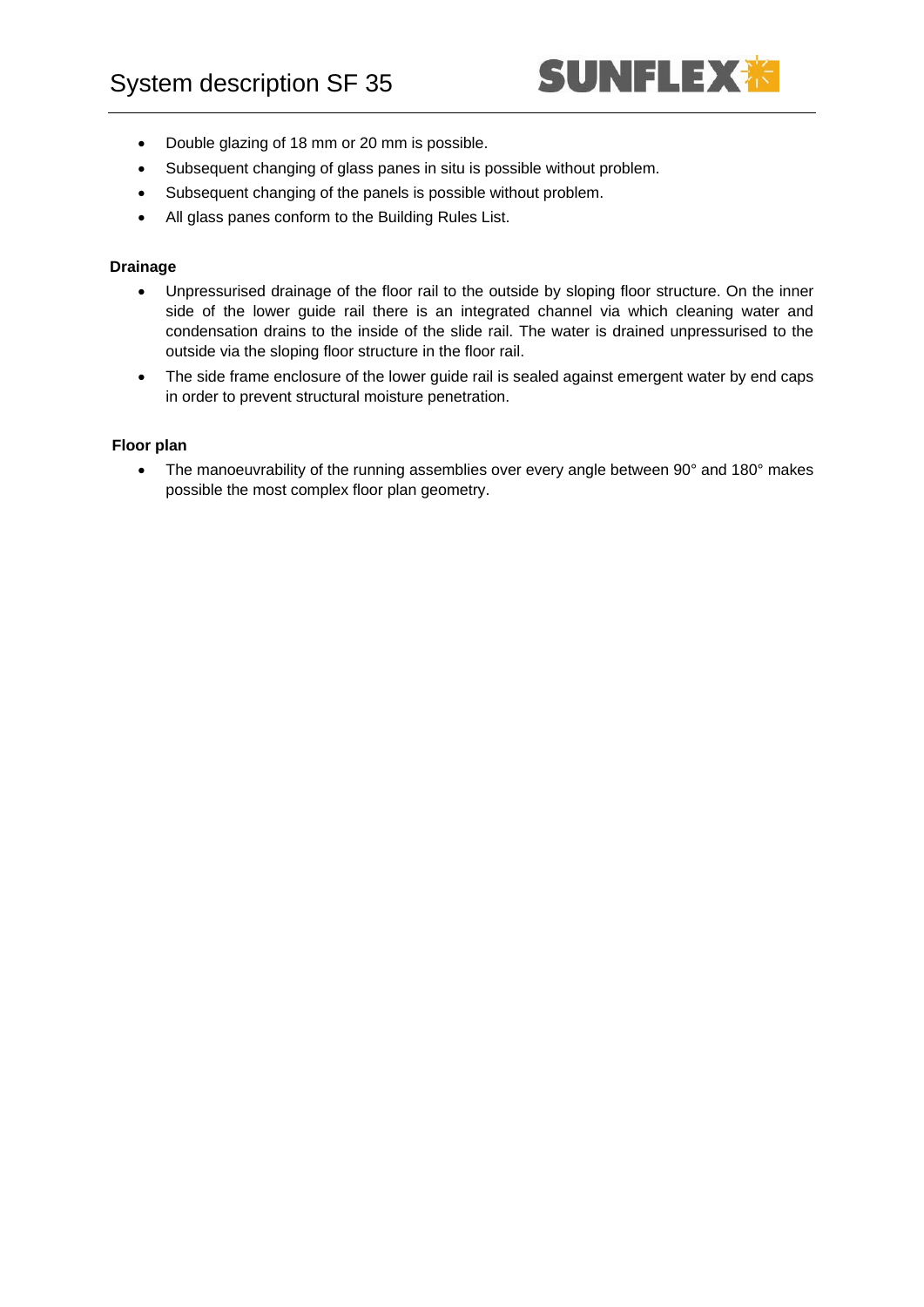- Double glazing of 18 mm or 20 mm is possible.
- Subsequent changing of glass panes in situ is possible without problem.
- Subsequent changing of the panels is possible without problem.
- All glass panes conform to the Building Rules List.

**Drainage**

- Unpressurised drainage of the floor rail to the outside by sloping floor structure. On the inner side of the lower guide rail there is an integrated channel via which cleaning water and condensation drains to the inside of the slide rail. The water is drained unpressurised to the outside via the sloping floor structure in the floor rail.
- The side frame enclosure of the lower guide rail is sealed against emergent water by end caps in order to prevent structural moisture penetration.

**Floor plan**

- The manoeuvrability of the running assemblies over every angle between 90° and 180° makes possible the most complex floor plan geometry.